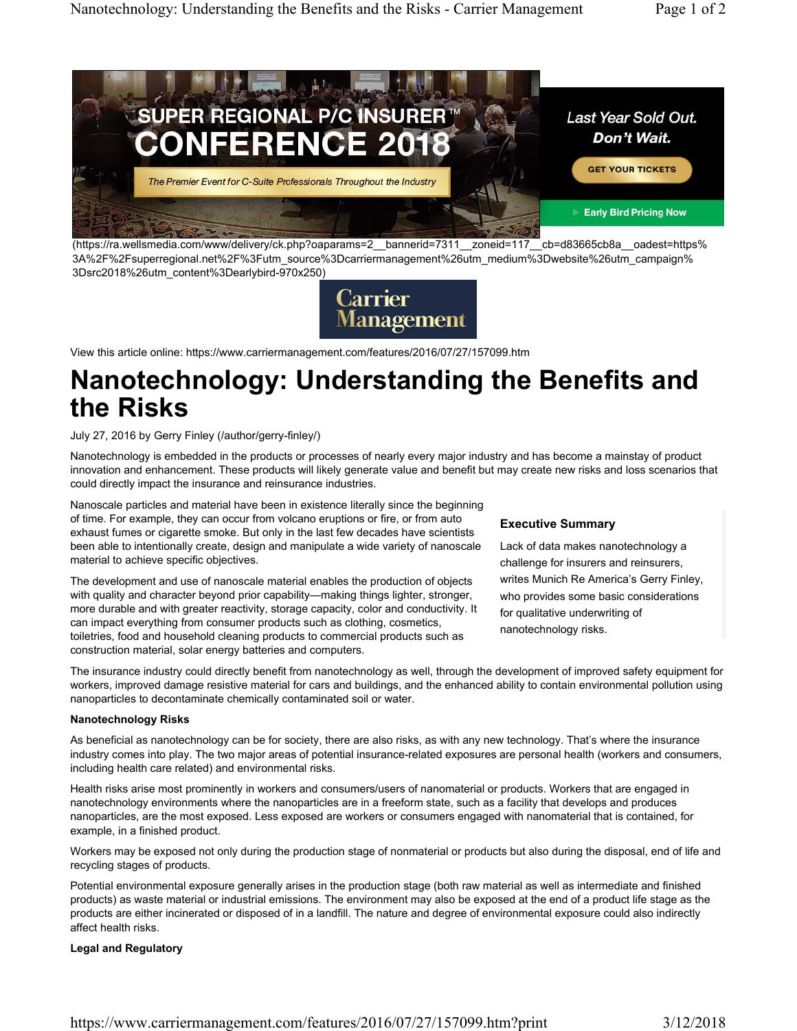(https://ra.wellsmedia.com/www/delivery/ck.php?oaparams=2__bannerid=7311__zoneid=117__cb=d83665cb8a__oadest=https%3A%2F%2Fsuperregional.net%2F%3Futm_source%3Dcarriermanagement%26utm_medium%3Dwebsite%26utm_campaign%3Dsrc2018%26utm_content%3Dearlybird-970x250)

View this article online: https://www.carriermanagement.com/features/2016/07/27/157099.htm

# Nanotechnology: Understanding the Benefits and the Risks

July 27, 2016 by Gerry Finley (/author/gerry-finley/)

Nanotechnology is embedded in the products or processes of nearly every major industry and has become a mainstay of product innovation and enhancement. These products will likely generate value and benefit but may create new risks and loss scenarios that could directly impact the insurance and reinsurance industries.

Nanoscale particles and material have been in existence literally since the beginning of time. For example, they can occur from volcano eruptions or fire, or from auto exhaust fumes or cigarette smoke. But only in the last few decades have scientists been able to intentionally create, design and manipulate a wide variety of nanoscale material to achieve specific objectives.

The development and use of nanoscale material enables the production of objects with quality and character beyond prior capability—making things lighter, stronger, more durable and with greater reactivity, storage capacity, color and conductivity. It can impact everything from consumer products such as clothing, cosmetics, toiletries, food and household cleaning products to commercial products such as construction material, solar energy batteries and computers.

### Executive Summary

Lack of data makes nanotechnology a challenge for insurers and reinsurers, writes Munich Re America's Gerry Finley, who provides some basic considerations for qualitative underwriting of nanotechnology risks.

The insurance industry could directly benefit from nanotechnology as well, through the development of improved safety equipment for workers, improved damage resistive material for cars and buildings, and the enhanced ability to contain environmental pollution using nanoparticles to decontaminate chemically contaminated soil or water.

**Nanotechnology Risks**

As beneficial as nanotechnology can be for society, there are also risks, as with any new technology. That's where the insurance industry comes into play. The two major areas of potential insurance-related exposures are personal health (workers and consumers, including health care related) and environmental risks.

Health risks arise most prominently in workers and consumers/users of nanomaterial or products. Workers that are engaged in nanotechnology environments where the nanoparticles are in a freeform state, such as a facility that develops and produces nanoparticles, are the most exposed. Less exposed are workers or consumers engaged with nanomaterial that is contained, for example, in a finished product.

Workers may be exposed not only during the production stage of nonmaterial or products but also during the disposal, end of life and recycling stages of products.

Potential environmental exposure generally arises in the production stage (both raw material as well as intermediate and finished products) as waste material or industrial emissions. The environment may also be exposed at the end of a product life stage as the products are either incinerated or disposed of in a landfill. The nature and degree of environmental exposure could also indirectly affect health risks.

**Legal and Regulatory**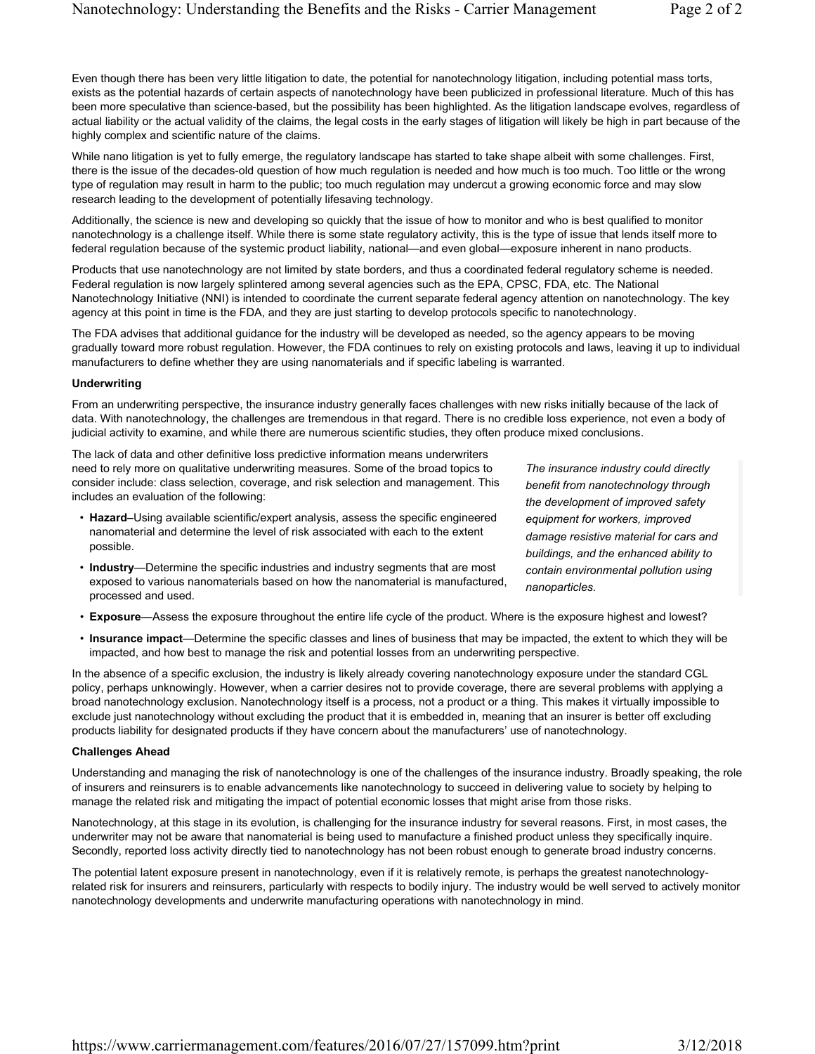Even though there has been very little litigation to date, the potential for nanotechnology litigation, including potential mass torts, exists as the potential hazards of certain aspects of nanotechnology have been publicized in professional literature. Much of this has been more speculative than science-based, but the possibility has been highlighted. As the litigation landscape evolves, regardless of actual liability or the actual validity of the claims, the legal costs in the early stages of litigation will likely be high in part because of the highly complex and scientific nature of the claims.

While nano litigation is yet to fully emerge, the regulatory landscape has started to take shape albeit with some challenges. First, there is the issue of the decades-old question of how much regulation is needed and how much is too much. Too little or the wrong type of regulation may result in harm to the public; too much regulation may undercut a growing economic force and may slow research leading to the development of potentially lifesaving technology.

Additionally, the science is new and developing so quickly that the issue of how to monitor and who is best qualified to monitor nanotechnology is a challenge itself. While there is some state regulatory activity, this is the type of issue that lends itself more to federal regulation because of the systemic product liability, national—and even global—exposure inherent in nano products.

Products that use nanotechnology are not limited by state borders, and thus a coordinated federal regulatory scheme is needed. Federal regulation is now largely splintered among several agencies such as the EPA, CPSC, FDA, etc. The National Nanotechnology Initiative (NNI) is intended to coordinate the current separate federal agency attention on nanotechnology. The key agency at this point in time is the FDA, and they are just starting to develop protocols specific to nanotechnology.

The FDA advises that additional guidance for the industry will be developed as needed, so the agency appears to be moving gradually toward more robust regulation. However, the FDA continues to rely on existing protocols and laws, leaving it up to individual manufacturers to define whether they are using nanomaterials and if specific labeling is warranted.

**Underwriting**

From an underwriting perspective, the insurance industry generally faces challenges with new risks initially because of the lack of data. With nanotechnology, the challenges are tremendous in that regard. There is no credible loss experience, not even a body of judicial activity to examine, and while there are numerous scientific studies, they often produce mixed conclusions.

The lack of data and other definitive loss predictive information means underwriters need to rely more on qualitative underwriting measures. Some of the broad topics to consider include: class selection, coverage, and risk selection and management. This includes an evaluation of the following:

- **Hazard**–Using available scientific/expert analysis, assess the specific engineered nanomaterial and determine the level of risk associated with each to the extent possible.
- **Industry**—Determine the specific industries and industry segments that are most exposed to various nanomaterials based on how the nanomaterial is manufactured, processed and used.
- **Exposure**—Assess the exposure throughout the entire life cycle of the product. Where is the exposure highest and lowest?
- **Insurance impact**—Determine the specific classes and lines of business that may be impacted, the extent to which they will be impacted, and how best to manage the risk and potential losses from an underwriting perspective.

*The insurance industry could directly benefit from nanotechnology through the development of improved safety equipment for workers, improved damage resistive material for cars and buildings, and the enhanced ability to contain environmental pollution using nanoparticles.*

In the absence of a specific exclusion, the industry is likely already covering nanotechnology exposure under the standard CGL policy, perhaps unknowingly. However, when a carrier desires not to provide coverage, there are several problems with applying a broad nanotechnology exclusion. Nanotechnology itself is a process, not a product or a thing. This makes it virtually impossible to exclude just nanotechnology without excluding the product that it is embedded in, meaning that an insurer is better off excluding products liability for designated products if they have concern about the manufacturers' use of nanotechnology.

**Challenges Ahead**

Understanding and managing the risk of nanotechnology is one of the challenges of the insurance industry. Broadly speaking, the role of insurers and reinsurers is to enable advancements like nanotechnology to succeed in delivering value to society by helping to manage the related risk and mitigating the impact of potential economic losses that might arise from those risks.

Nanotechnology, at this stage in its evolution, is challenging for the insurance industry for several reasons. First, in most cases, the underwriter may not be aware that nanomaterial is being used to manufacture a finished product unless they specifically inquire. Secondly, reported loss activity directly tied to nanotechnology has not been robust enough to generate broad industry concerns.

The potential latent exposure present in nanotechnology, even if it is relatively remote, is perhaps the greatest nanotechnology-related risk for insurers and reinsurers, particularly with respects to bodily injury. The industry would be well served to actively monitor nanotechnology developments and underwrite manufacturing operations with nanotechnology in mind.